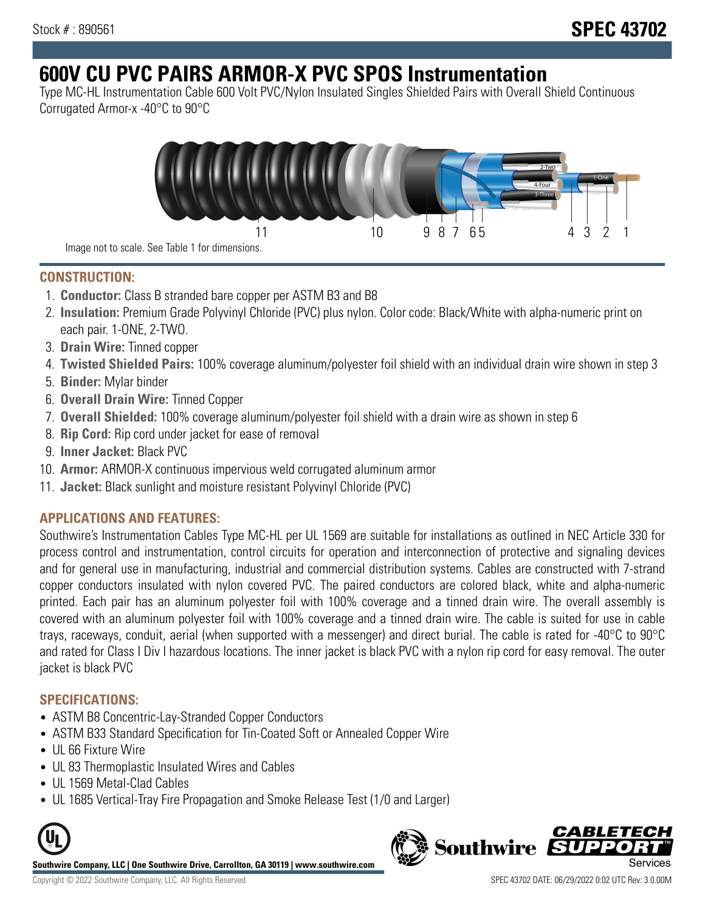Stock # : 890561

# SPEC 43702

# 600V CU PVC PAIRS ARMOR-X PVC SPOS Instrumentation

Type MC-HL Instrumentation Cable 600 Volt PVC/Nylon Insulated Singles Shielded Pairs with Overall Shield Continuous Corrugated Armor-x -40°C to 90°C

Image not to scale. See Table 1 for dimensions.

## CONSTRUCTION:

1. **Conductor:** Class B stranded bare copper per ASTM B3 and B8
2. **Insulation:** Premium Grade Polyvinyl Chloride (PVC) plus nylon. Color code: Black/White with alpha-numeric print on each pair. 1-ONE, 2-TWO.
3. **Drain Wire:** Tinned copper
4. **Twisted Shielded Pairs:** 100% coverage aluminum/polyester foil shield with an individual drain wire shown in step 3
5. **Binder:** Mylar binder
6. **Overall Drain Wire:** Tinned Copper
7. **Overall Shielded:** 100% coverage aluminum/polyester foil shield with a drain wire as shown in step 6
8. **Rip Cord:** Rip cord under jacket for ease of removal
9. **Inner Jacket:** Black PVC
10. **Armor:** ARMOR-X continuous impervious weld corrugated aluminum armor
11. **Jacket:** Black sunlight and moisture resistant Polyvinyl Chloride (PVC)

## APPLICATIONS AND FEATURES:

Southwire's Instrumentation Cables Type MC-HL per UL 1569 are suitable for installations as outlined in NEC Article 330 for process control and instrumentation, control circuits for operation and interconnection of protective and signaling devices and for general use in manufacturing, industrial and commercial distribution systems. Cables are constructed with 7-strand copper conductors insulated with nylon covered PVC. The paired conductors are colored black, white and alpha-numeric printed. Each pair has an aluminum polyester foil with 100% coverage and a tinned drain wire. The overall assembly is covered with an aluminum polyester foil with 100% coverage and a tinned drain wire. The cable is suited for use in cable trays, raceways, conduit, aerial (when supported with a messenger) and direct burial. The cable is rated for -40°C to 90°C and rated for Class I Div I hazardous locations. The inner jacket is black PVC with a nylon rip cord for easy removal. The outer jacket is black PVC

## SPECIFICATIONS:

- ASTM B8 Concentric-Lay-Stranded Copper Conductors
- ASTM B33 Standard Specification for Tin-Coated Soft or Annealed Copper Wire
- UL 66 Fixture Wire
- UL 83 Thermoplastic Insulated Wires and Cables
- UL 1569 Metal-Clad Cables
- UL 1685 Vertical-Tray Fire Propagation and Smoke Release Test (1/0 and Larger)

**Southwire Company, LLC | One Southwire Drive, Carrollton, GA 30119 | www.southwire.com**

Copyright © 2022 Southwire Company, LLC. All Rights Reserved

SPEC 43702 DATE: 06/29/2022 0:02 UTC Rev: 3.0.00M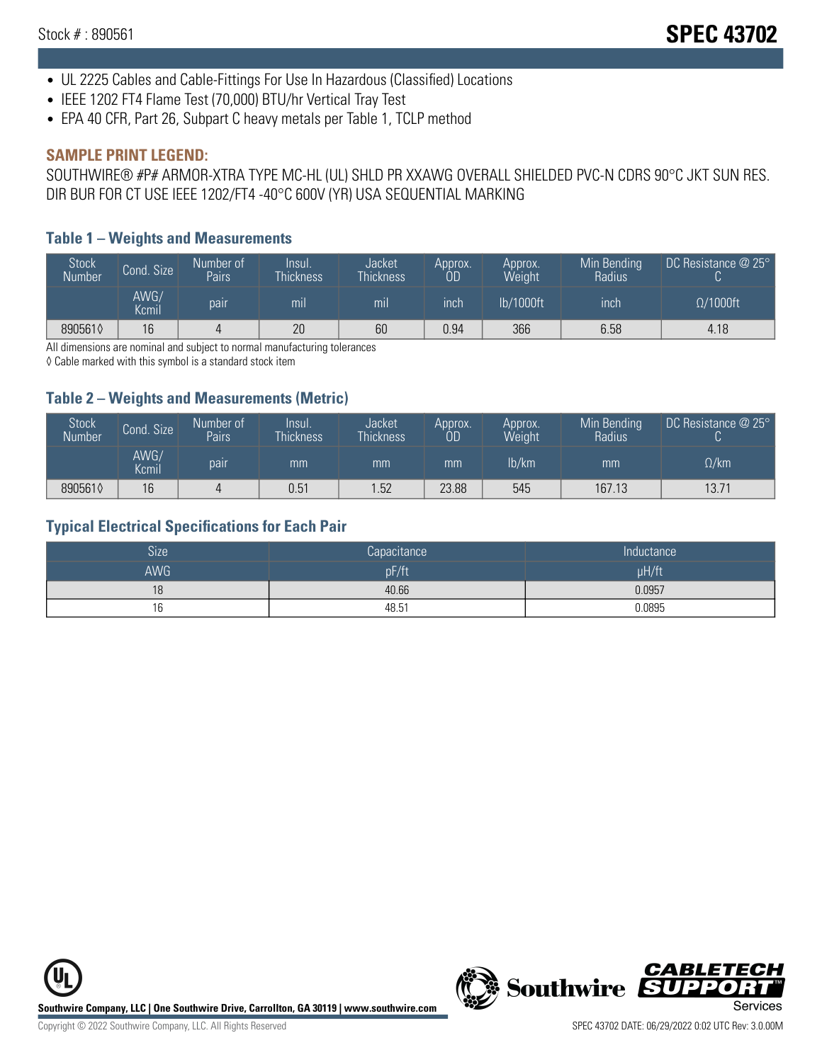- UL 2225 Cables and Cable-Fittings For Use In Hazardous (Classified) Locations
- IEEE 1202 FT4 Flame Test (70,000) BTU/hr Vertical Tray Test
- EPA 40 CFR, Part 26, Subpart C heavy metals per Table 1, TCLP method

### SAMPLE PRINT LEGEND:

SOUTHWIRE® #P# ARMOR-XTRA TYPE MC-HL (UL) SHLD PR XXAWG OVERALL SHIELDED PVC-N CDRS 90°C JKT SUN RES. DIR BUR FOR CT USE IEEE 1202/FT4 -40°C 600V (YR) USA SEQUENTIAL MARKING

### Table 1 – Weights and Measurements

| Stock Number | Cond. Size | Number of Pairs | Insul. Thickness | Jacket Thickness | Approx. OD | Approx. Weight | Min Bending Radius | DC Resistance @ 25° C |
|---|---|---|---|---|---|---|---|---|
| | AWG/ Kcmil | pair | mil | mil | inch | lb/1000ft | inch | Ω/1000ft |
| 890561◊ | 16 | 4 | 20 | 60 | 0.94 | 366 | 6.58 | 4.18 |

All dimensions are nominal and subject to normal manufacturing tolerances

◊ Cable marked with this symbol is a standard stock item

### Table 2 – Weights and Measurements (Metric)

| Stock Number | Cond. Size | Number of Pairs | Insul. Thickness | Jacket Thickness | Approx. OD | Approx. Weight | Min Bending Radius | DC Resistance @ 25° C |
|---|---|---|---|---|---|---|---|---|
| | AWG/ Kcmil | pair | mm | mm | mm | lb/km | mm | Ω/km |
| 890561◊ | 16 | 4 | 0.51 | 1.52 | 23.88 | 545 | 167.13 | 13.71 |

### Typical Electrical Specifications for Each Pair

| Size | Capacitance | Inductance |
|---|---|---|
| AWG | pF/ft | μH/ft |
| 18 | 40.66 | 0.0957 |
| 16 | 48.51 | 0.0895 |

Southwire Company, LLC | One Southwire Drive, Carrollton, GA 30119 | www.southwire.com

Copyright © 2022 Southwire Company, LLC. All Rights Reserved

SPEC 43702 DATE: 06/29/2022 0:02 UTC Rev: 3.0.00M